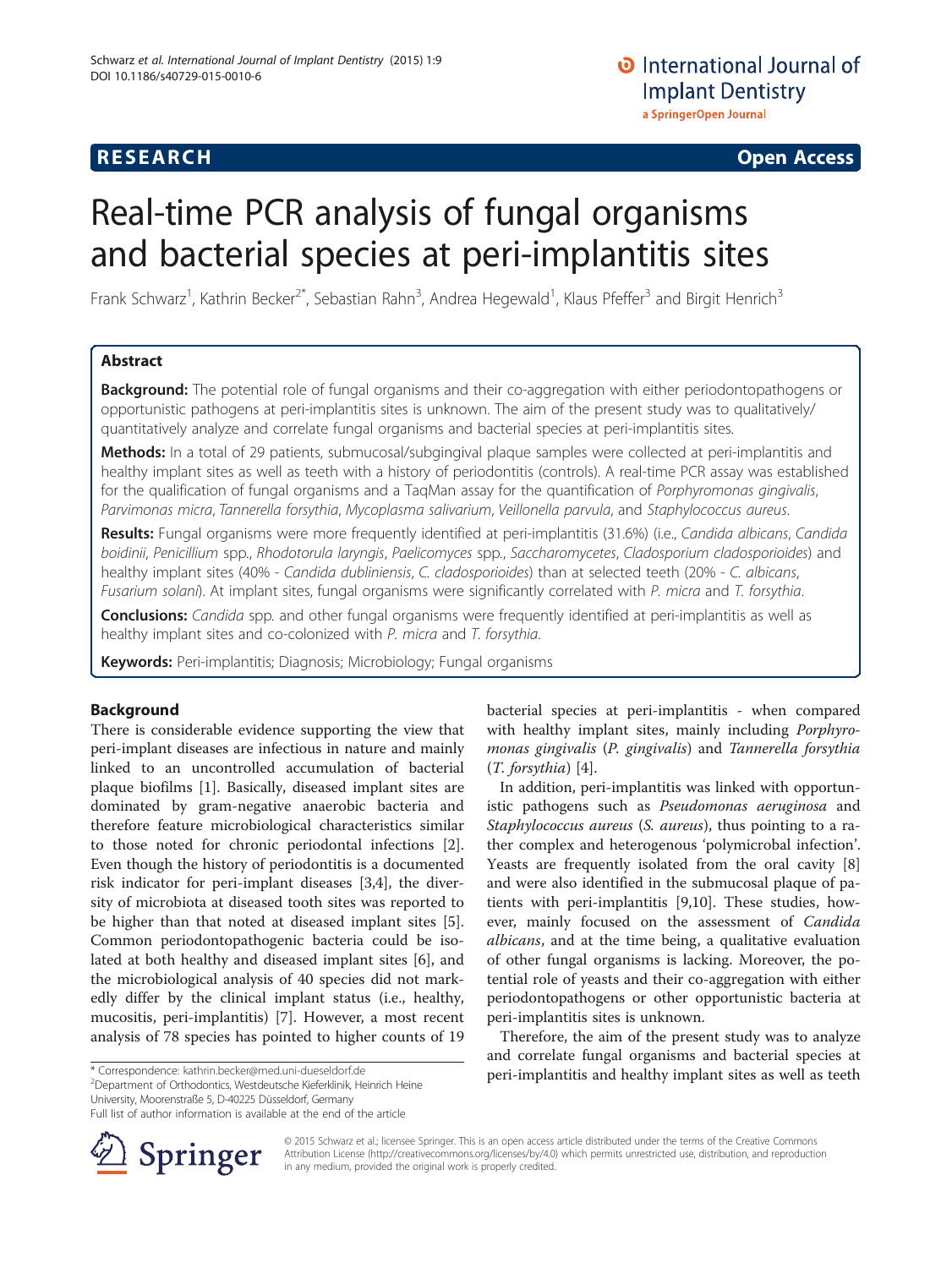# RESEARCH Open Access

# Real-time PCR analysis of fungal organisms and bacterial species at peri-implantitis sites

Frank Schwarz[1], Kathrin Becker[2*], Sebastian Rahn[3], Andrea Hegewald[1], Klaus Pfeffer[3] and Birgit Henrich[3]

## Abstract

**Background:** The potential role of fungal organisms and their co-aggregation with either periodontopathogens or opportunistic pathogens at peri-implantitis sites is unknown. The aim of the present study was to qualitatively/quantitatively analyze and correlate fungal organisms and bacterial species at peri-implantitis sites.

**Methods:** In a total of 29 patients, submucosal/subgingival plaque samples were collected at peri-implantitis and healthy implant sites as well as teeth with a history of periodontitis (controls). A real-time PCR assay was established for the qualification of fungal organisms and a TaqMan assay for the quantification of *Porphyromonas gingivalis*, *Parvimonas micra*, *Tannerella forsythia*, *Mycoplasma salivarium*, *Veillonella parvula*, and *Staphylococcus aureus*.

**Results:** Fungal organisms were more frequently identified at peri-implantitis (31.6%) (i.e., *Candida albicans*, *Candida boidinii*, *Penicillium* spp., *Rhodotorula laryngis*, *Paelicomyces* spp., *Saccharomycetes*, *Cladosporium cladosporioides*) and healthy implant sites (40% - *Candida dubliniensis*, *C. cladosporioides*) than at selected teeth (20% - *C. albicans*, *Fusarium solani*). At implant sites, fungal organisms were significantly correlated with *P. micra* and *T. forsythia*.

**Conclusions:** *Candida* spp. and other fungal organisms were frequently identified at peri-implantitis as well as healthy implant sites and co-colonized with *P. micra* and *T. forsythia*.

**Keywords:** Peri-implantitis; Diagnosis; Microbiology; Fungal organisms

## Background

There is considerable evidence supporting the view that peri-implant diseases are infectious in nature and mainly linked to an uncontrolled accumulation of bacterial plaque biofilms [1]. Basically, diseased implant sites are dominated by gram-negative anaerobic bacteria and therefore feature microbiological characteristics similar to those noted for chronic periodontal infections [2]. Even though the history of periodontitis is a documented risk indicator for peri-implant diseases [3,4], the diversity of microbiota at diseased tooth sites was reported to be higher than that noted at diseased implant sites [5]. Common periodontopathogenic bacteria could be isolated at both healthy and diseased implant sites [6], and the microbiological analysis of 40 species did not markedly differ by the clinical implant status (i.e., healthy, mucositis, peri-implantitis) [7]. However, a most recent analysis of 78 species has pointed to higher counts of 19 bacterial species at peri-implantitis - when compared with healthy implant sites, mainly including *Porphyromonas gingivalis* (*P. gingivalis*) and *Tannerella forsythia* (*T. forsythia*) [4].

In addition, peri-implantitis was linked with opportunistic pathogens such as *Pseudomonas aeruginosa* and *Staphylococcus aureus* (*S. aureus*), thus pointing to a rather complex and heterogenous 'polymicrobal infection'. Yeasts are frequently isolated from the oral cavity [8] and were also identified in the submucosal plaque of patients with peri-implantitis [9,10]. These studies, however, mainly focused on the assessment of *Candida albicans*, and at the time being, a qualitative evaluation of other fungal organisms is lacking. Moreover, the potential role of yeasts and their co-aggregation with either periodontopathogens or other opportunistic bacteria at peri-implantitis sites is unknown.

Therefore, the aim of the present study was to analyze and correlate fungal organisms and bacterial species at peri-implantitis and healthy implant sites as well as teeth

\* Correspondence: kathrin.becker@med.uni-dueseldorf.de
[2]Department of Orthodontics, Westdeutsche Kieferklinik, Heinrich Heine University, Moorenstraße 5, D-40225 Düsseldorf, Germany
Full list of author information is available at the end of the article

© 2015 Schwarz et al.; licensee Springer. This is an open access article distributed under the terms of the Creative Commons Attribution License (http://creativecommons.org/licenses/by/4.0) which permits unrestricted use, distribution, and reproduction in any medium, provided the original work is properly credited.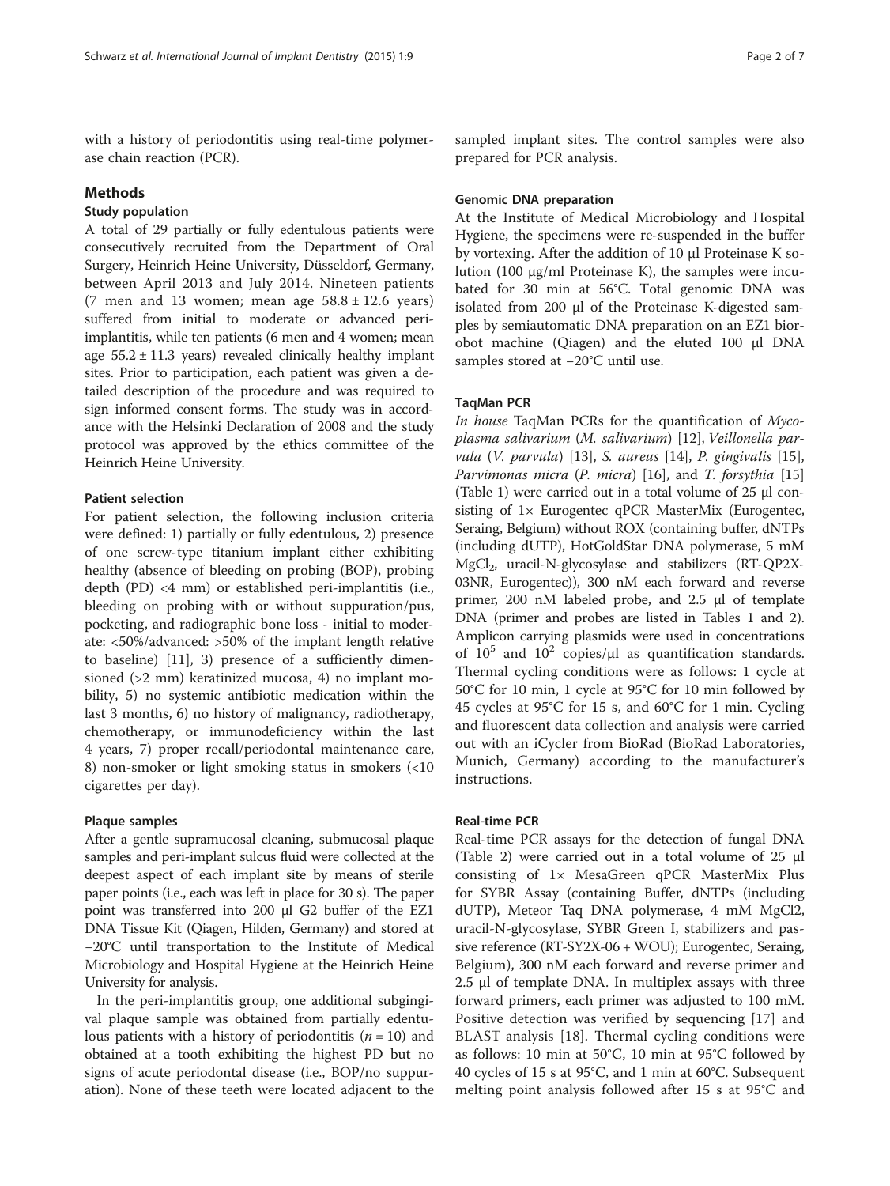with a history of periodontitis using real-time polymerase chain reaction (PCR).

## Methods

### Study population

A total of 29 partially or fully edentulous patients were consecutively recruited from the Department of Oral Surgery, Heinrich Heine University, Düsseldorf, Germany, between April 2013 and July 2014. Nineteen patients (7 men and 13 women; mean age 58.8 ± 12.6 years) suffered from initial to moderate or advanced peri-implantitis, while ten patients (6 men and 4 women; mean age 55.2 ± 11.3 years) revealed clinically healthy implant sites. Prior to participation, each patient was given a detailed description of the procedure and was required to sign informed consent forms. The study was in accordance with the Helsinki Declaration of 2008 and the study protocol was approved by the ethics committee of the Heinrich Heine University.

### Patient selection

For patient selection, the following inclusion criteria were defined: 1) partially or fully edentulous, 2) presence of one screw-type titanium implant either exhibiting healthy (absence of bleeding on probing (BOP), probing depth (PD) <4 mm) or established peri-implantitis (i.e., bleeding on probing with or without suppuration/pus, pocketing, and radiographic bone loss - initial to moderate: <50%/advanced: >50% of the implant length relative to baseline) [11], 3) presence of a sufficiently dimensioned (>2 mm) keratinized mucosa, 4) no implant mobility, 5) no systemic antibiotic medication within the last 3 months, 6) no history of malignancy, radiotherapy, chemotherapy, or immunodeficiency within the last 4 years, 7) proper recall/periodontal maintenance care, 8) non-smoker or light smoking status in smokers (<10 cigarettes per day).

### Plaque samples

After a gentle supramucosal cleaning, submucosal plaque samples and peri-implant sulcus fluid were collected at the deepest aspect of each implant site by means of sterile paper points (i.e., each was left in place for 30 s). The paper point was transferred into 200 μl G2 buffer of the EZ1 DNA Tissue Kit (Qiagen, Hilden, Germany) and stored at −20°C until transportation to the Institute of Medical Microbiology and Hospital Hygiene at the Heinrich Heine University for analysis.

In the peri-implantitis group, one additional subgingival plaque sample was obtained from partially edentulous patients with a history of periodontitis ($n = 10$) and obtained at a tooth exhibiting the highest PD but no signs of acute periodontal disease (i.e., BOP/no suppuration). None of these teeth were located adjacent to the sampled implant sites. The control samples were also prepared for PCR analysis.

### Genomic DNA preparation

At the Institute of Medical Microbiology and Hospital Hygiene, the specimens were re-suspended in the buffer by vortexing. After the addition of 10 μl Proteinase K solution (100 μg/ml Proteinase K), the samples were incubated for 30 min at 56°C. Total genomic DNA was isolated from 200 μl of the Proteinase K-digested samples by semiautomatic DNA preparation on an EZ1 biorobot machine (Qiagen) and the eluted 100 μl DNA samples stored at −20°C until use.

### TaqMan PCR

*In house* TaqMan PCRs for the quantification of *Mycoplasma salivarium* (*M. salivarium*) [12], *Veillonella parvula* (*V. parvula*) [13], *S. aureus* [14], *P. gingivalis* [15], *Parvimonas micra* (*P. micra*) [16], and *T. forsythia* [15] (Table 1) were carried out in a total volume of 25 μl consisting of 1× Eurogentec qPCR MasterMix (Eurogentec, Seraing, Belgium) without ROX (containing buffer, dNTPs (including dUTP), HotGoldStar DNA polymerase, 5 mM $MgCl_2$, uracil-N-glycosylase and stabilizers (RT-QP2X-03NR, Eurogentec)), 300 nM each forward and reverse primer, 200 nM labeled probe, and 2.5 μl of template DNA (primer and probes are listed in Tables 1 and 2). Amplicon carrying plasmids were used in concentrations of $10^5$ and $10^2$ copies/μl as quantification standards. Thermal cycling conditions were as follows: 1 cycle at 50°C for 10 min, 1 cycle at 95°C for 10 min followed by 45 cycles at 95°C for 15 s, and 60°C for 1 min. Cycling and fluorescent data collection and analysis were carried out with an iCycler from BioRad (BioRad Laboratories, Munich, Germany) according to the manufacturer's instructions.

### Real-time PCR

Real-time PCR assays for the detection of fungal DNA (Table 2) were carried out in a total volume of 25 μl consisting of 1× MesaGreen qPCR MasterMix Plus for SYBR Assay (containing Buffer, dNTPs (including dUTP), Meteor Taq DNA polymerase, 4 mM MgCl2, uracil-N-glycosylase, SYBR Green I, stabilizers and passive reference (RT-SY2X-06 + WOU); Eurogentec, Seraing, Belgium), 300 nM each forward and reverse primer and 2.5 μl of template DNA. In multiplex assays with three forward primers, each primer was adjusted to 100 mM. Positive detection was verified by sequencing [17] and BLAST analysis [18]. Thermal cycling conditions were as follows: 10 min at 50°C, 10 min at 95°C followed by 40 cycles of 15 s at 95°C, and 1 min at 60°C. Subsequent melting point analysis followed after 15 s at 95°C and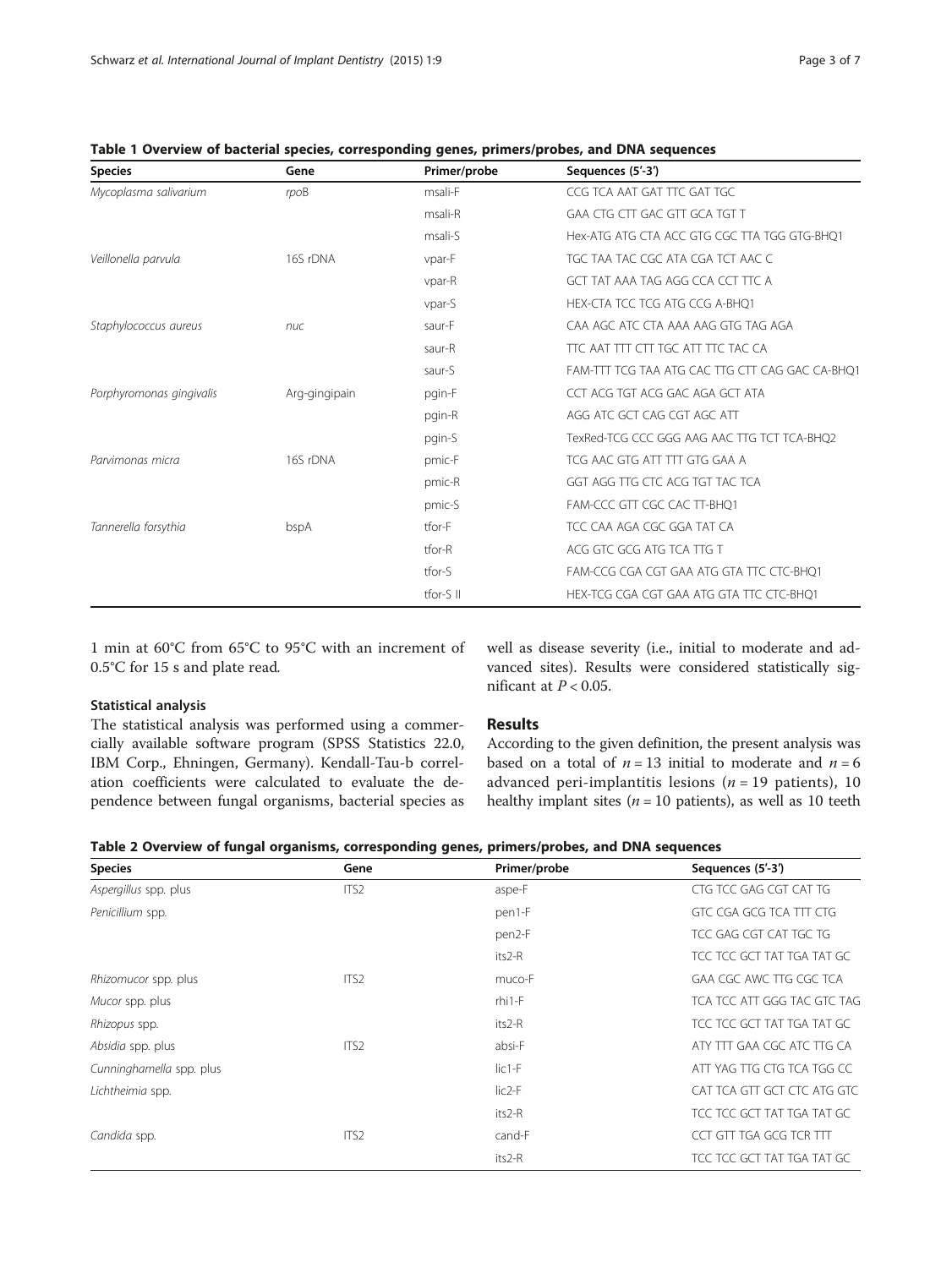**Table 1 Overview of bacterial species, corresponding genes, primers/probes, and DNA sequences**

| Species | Gene | Primer/probe | Sequences (5'-3') |
|---|---|---|---|
| *Mycoplasma salivarium* | *rpo*B | msali-F | CCG TCA AAT GAT TTC GAT TGC |
| | | msali-R | GAA CTG CTT GAC GTT GCA TGT T |
| | | msali-S | Hex-ATG ATG CTA ACC GTG CGC TTA TGG GTG-BHQ1 |
| *Veillonella parvula* | 16S rDNA | vpar-F | TGC TAA TAC CGC ATA CGA TCT AAC C |
| | | vpar-R | GCT TAT AAA TAG AGG CCA CCT TTC A |
| | | vpar-S | HEX-CTA TCC TCG ATG CCG A-BHQ1 |
| *Staphylococcus aureus* | *nuc* | saur-F | CAA AGC ATC CTA AAA AGG TGT AGA GA |
| | | saur-R | TTC AAT TTT CTT TGC ATT TTC TAC CA |
| | | saur-S | FAM-TTT TCG TAA ATG CAC TTG CTT CAG GAC CA-BHQ1 |
| *Porphyromonas gingivalis* | Arg-gingipain | pgin-F | CCT ACG TGT ACG GAC AGA GCT ATA |
| | | pgin-R | AGG ATC GCT CAG CGT AGC ATT |
| | | pgin-S | TexRed-TCG CCC GGG AAG AAC TTG TCT TCA-BHQ2 |
| *Parvimonas micra* | 16S rDNA | pmic-F | TCG AAC GTG ATT TTT GTG GAA A |
| | | pmic-R | GGT AGG TTG CTC ACG TGT TAC TCA |
| | | pmic-S | FAM-CCC GTT CGC CAC TT-BHQ1 |
| *Tannerella forsythia* | bspA | tfor-F | TCC CAA AGA CGC GGA TAT CA |
| | | tfor-R | ACG GTC GCG ATG TCA TTG T |
| | | tfor-S | FAM-CCG CGA CGT GAA ATG GTA TTC CTC-BHQ1 |
| | | tfor-S II | HEX-TCG CGA CGT GAA ATG GTA TTC CTC-BHQ1 |

1 min at 60°C from 65°C to 95°C with an increment of 0.5°C for 15 s and plate read.

### Statistical analysis

The statistical analysis was performed using a commercially available software program (SPSS Statistics 22.0, IBM Corp., Ehningen, Germany). Kendall-Tau-b correlation coefficients were calculated to evaluate the dependence between fungal organisms, bacterial species as well as disease severity (i.e., initial to moderate and advanced sites). Results were considered statistically significant at $P < 0.05$.

## Results

According to the given definition, the present analysis was based on a total of $n = 13$ initial to moderate and $n = 6$ advanced peri-implantitis lesions ($n = 19$ patients), 10 healthy implant sites ($n = 10$ patients), as well as 10 teeth

**Table 2 Overview of fungal organisms, corresponding genes, primers/probes, and DNA sequences**

| Species | Gene | Primer/probe | Sequences (5'-3') |
|---|---|---|---|
| *Aspergillus* spp. plus | ITS2 | aspe-F | CTG TCC GAG CGT CAT TG |
| *Penicillium* spp. | | pen1-F | GTC CGA GCG TCA TTT CTG |
| | | pen2-F | TCC GAG CGT CAT TGC TG |
| | | its2-R | TCC TCC GCT TAT TGA TAT GC |
| *Rhizomucor* spp. plus | ITS2 | muco-F | GAA CGC AWC TTG CGC TCA |
| *Mucor* spp. plus | | rhi1-F | TCA TCC ATT GGG TAC GTC TAG |
| *Rhizopus* spp. | | its2-R | TCC TCC GCT TAT TGA TAT GC |
| *Absidia* spp. plus | ITS2 | absi-F | ATY TTT GAA CGC ATC TTG CA |
| *Cunninghamella* spp. plus | | lic1-F | ATT YAG TTG CTG TCA TGG CC |
| *Lichtheimia* spp. | | lic2-F | CAT TCA GTT GCT CTC ATG GTC |
| | | its2-R | TCC TCC GCT TAT TGA TAT GC |
| *Candida* spp. | ITS2 | cand-F | CCT GTT TGA GCG TCR TTT |
| | | its2-R | TCC TCC GCT TAT TGA TAT GC |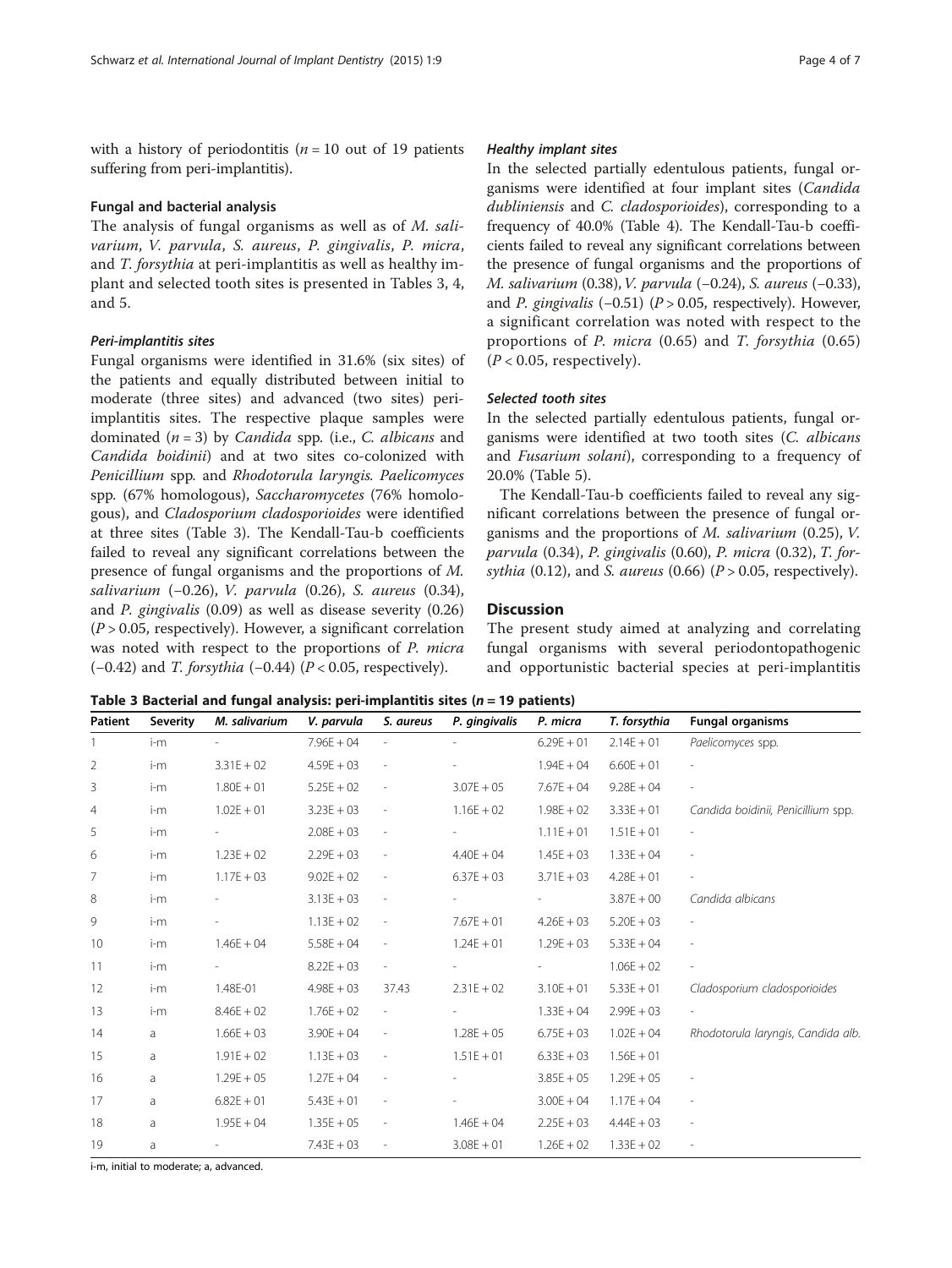with a history of periodontitis ($n = 10$ out of 19 patients suffering from peri-implantitis).

### Fungal and bacterial analysis

The analysis of fungal organisms as well as of *M. salivarium*, *V. parvula*, *S. aureus*, *P. gingivalis*, *P. micra*, and *T. forsythia* at peri-implantitis as well as healthy implant and selected tooth sites is presented in Tables 3, 4, and 5.

#### Peri-implantitis sites

Fungal organisms were identified in 31.6% (six sites) of the patients and equally distributed between initial to moderate (three sites) and advanced (two sites) peri-implantitis sites. The respective plaque samples were dominated ($n = 3$) by *Candida* spp. (i.e., *C. albicans* and *Candida boidinii*) and at two sites co-colonized with *Penicillium* spp. and *Rhodotorula laryngis*. *Paelicomyces* spp. (67% homologous), *Saccharomycetes* (76% homologous), and *Cladosporium cladosporioides* were identified at three sites (Table 3). The Kendall-Tau-b coefficients failed to reveal any significant correlations between the presence of fungal organisms and the proportions of *M. salivarium* (−0.26), *V. parvula* (0.26), *S. aureus* (0.34), and *P. gingivalis* (0.09) as well as disease severity (0.26) ($P > 0.05$, respectively). However, a significant correlation was noted with respect to the proportions of *P. micra* (−0.42) and *T. forsythia* (−0.44) ($P < 0.05$, respectively).

#### Healthy implant sites

In the selected partially edentulous patients, fungal organisms were identified at four implant sites (*Candida dubliniensis* and *C. cladosporioides*), corresponding to a frequency of 40.0% (Table 4). The Kendall-Tau-b coefficients failed to reveal any significant correlations between the presence of fungal organisms and the proportions of *M. salivarium* (0.38), *V. parvula* (−0.24), *S. aureus* (−0.33), and *P. gingivalis* (−0.51) ($P > 0.05$, respectively). However, a significant correlation was noted with respect to the proportions of *P. micra* (0.65) and *T. forsythia* (0.65) ($P < 0.05$, respectively).

#### Selected tooth sites

In the selected partially edentulous patients, fungal organisms were identified at two tooth sites (*C. albicans* and *Fusarium solani*), corresponding to a frequency of 20.0% (Table 5).

The Kendall-Tau-b coefficients failed to reveal any significant correlations between the presence of fungal organisms and the proportions of *M. salivarium* (0.25), *V. parvula* (0.34), *P. gingivalis* (0.60), *P. micra* (0.32), *T. forsythia* (0.12), and *S. aureus* (0.66) ($P > 0.05$, respectively).

## Discussion

The present study aimed at analyzing and correlating fungal organisms with several periodontopathogenic and opportunistic bacterial species at peri-implantitis

**Table 3 Bacterial and fungal analysis: peri-implantitis sites ($n = 19$ patients)**

| Patient | Severity | M. salivarium | V. parvula | S. aureus | P. gingivalis | P. micra | T. forsythia | Fungal organisms |
|---|---|---|---|---|---|---|---|---|
| 1 | i-m | - | 7.96E + 04 | - | - | 6.29E + 01 | 2.14E + 01 | *Paelicomyces* spp. |
| 2 | i-m | 3.31E + 02 | 4.59E + 03 | - | - | 1.94E + 04 | 6.60E + 01 | - |
| 3 | i-m | 1.80E + 01 | 5.25E + 02 | - | 3.07E + 05 | 7.67E + 04 | 9.28E + 04 | - |
| 4 | i-m | 1.02E + 01 | 3.23E + 03 | - | 1.16E + 02 | 1.98E + 02 | 3.33E + 01 | *Candida boidinii, Penicillium* spp. |
| 5 | i-m | - | 2.08E + 03 | - | - | 1.11E + 01 | 1.51E + 01 | - |
| 6 | i-m | 1.23E + 02 | 2.29E + 03 | - | 4.40E + 04 | 1.45E + 03 | 1.33E + 04 | - |
| 7 | i-m | 1.17E + 03 | 9.02E + 02 | - | 6.37E + 03 | 3.71E + 03 | 4.28E + 01 | - |
| 8 | i-m | - | 3.13E + 03 | - | - | - | 3.87E + 00 | *Candida albicans* |
| 9 | i-m | - | 1.13E + 02 | - | 7.67E + 01 | 4.26E + 03 | 5.20E + 03 | - |
| 10 | i-m | 1.46E + 04 | 5.58E + 04 | - | 1.24E + 01 | 1.29E + 03 | 5.33E + 04 | - |
| 11 | i-m | - | 8.22E + 03 | - | - | - | 1.06E + 02 | - |
| 12 | i-m | 1.48E-01 | 4.98E + 03 | 37.43 | 2.31E + 02 | 3.10E + 01 | 5.33E + 01 | *Cladosporium cladosporioides* |
| 13 | i-m | 8.46E + 02 | 1.76E + 02 | - | - | 1.33E + 04 | 2.99E + 03 | - |
| 14 | a | 1.66E + 03 | 3.90E + 04 | - | 1.28E + 05 | 6.75E + 03 | 1.02E + 04 | *Rhodotorula laryngis, Candida alb.* |
| 15 | a | 1.91E + 02 | 1.13E + 03 | - | 1.51E + 01 | 6.33E + 03 | 1.56E + 01 | |
| 16 | a | 1.29E + 05 | 1.27E + 04 | - | - | 3.85E + 05 | 1.29E + 05 | - |
| 17 | a | 6.82E + 01 | 5.43E + 01 | - | - | 3.00E + 04 | 1.17E + 04 | - |
| 18 | a | 1.95E + 04 | 1.35E + 05 | - | 1.46E + 04 | 2.25E + 03 | 4.44E + 03 | - |
| 19 | a | - | 7.43E + 03 | - | 3.08E + 01 | 1.26E + 02 | 1.33E + 02 | - |

i-m, initial to moderate; a, advanced.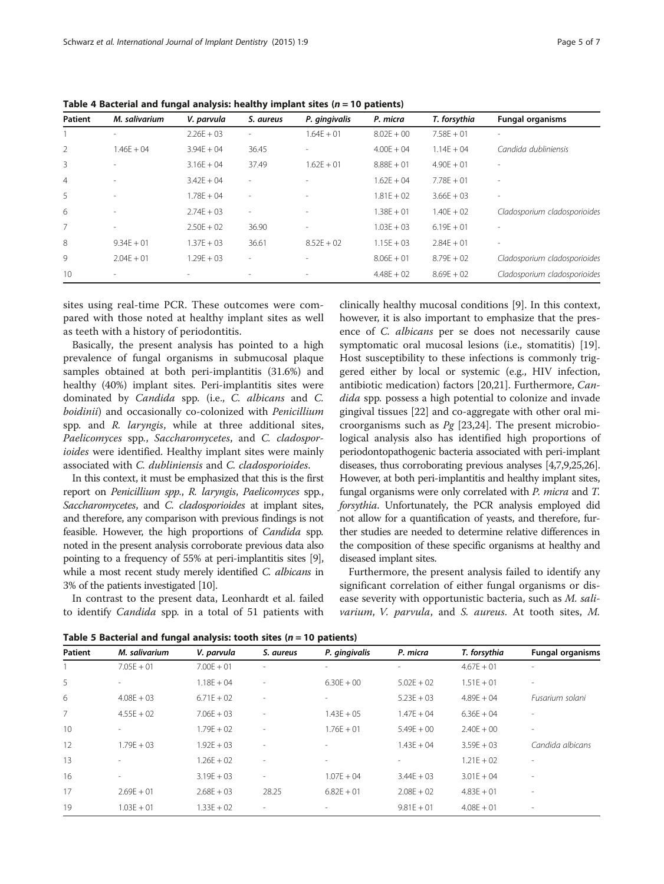**Table 4 Bacterial and fungal analysis: healthy implant sites (*n* = 10 patients)**

| Patient | *M. salivarium* | *V. parvula* | *S. aureus* | *P. gingivalis* | *P. micra* | *T. forsythia* | Fungal organisms |
|---|---|---|---|---|---|---|---|
| 1 | - | 2.26E + 03 | - | 1.64E + 01 | 8.02E + 00 | 7.58E + 01 | - |
| 2 | 1.46E + 04 | 3.94E + 04 | 36.45 | - | 4.00E + 04 | 1.14E + 04 | *Candida dubliniensis* |
| 3 | - | 3.16E + 04 | 37.49 | 1.62E + 01 | 8.88E + 01 | 4.90E + 01 | - |
| 4 | - | 3.42E + 04 | - | - | 1.62E + 04 | 7.78E + 01 | - |
| 5 | - | 1.78E + 04 | - | - | 1.81E + 02 | 3.66E + 03 | - |
| 6 | - | 2.74E + 03 | - | - | 1.38E + 01 | 1.40E + 02 | *Cladosporium cladosporioides* |
| 7 | - | 2.50E + 02 | 36.90 | - | 1.03E + 03 | 6.19E + 01 | - |
| 8 | 9.34E + 01 | 1.37E + 03 | 36.61 | 8.52E + 02 | 1.15E + 03 | 2.84E + 01 | - |
| 9 | 2.04E + 01 | 1.29E + 03 | - | - | 8.06E + 01 | 8.79E + 02 | *Cladosporium cladosporioides* |
| 10 | - | - | - | - | 4.48E + 02 | 8.69E + 02 | *Cladosporium cladosporioides* |

sites using real-time PCR. These outcomes were compared with those noted at healthy implant sites as well as teeth with a history of periodontitis.

Basically, the present analysis has pointed to a high prevalence of fungal organisms in submucosal plaque samples obtained at both peri-implantitis (31.6%) and healthy (40%) implant sites. Peri-implantitis sites were dominated by *Candida* spp. (i.e., *C. albicans* and *C. boidinii*) and occasionally co-colonized with *Penicillium* spp. and *R. laryngis*, while at three additional sites, *Paelicomyces* spp., *Saccharomycetes*, and *C. cladosporioides* were identified. Healthy implant sites were mainly associated with *C. dubliniensis* and *C. cladosporioides*.

In this context, it must be emphasized that this is the first report on *Penicillium spp.*, *R. laryngis*, *Paelicomyces* spp., *Saccharomycetes*, and *C. cladosporioides* at implant sites, and therefore, any comparison with previous findings is not feasible. However, the high proportions of *Candida* spp. noted in the present analysis corroborate previous data also pointing to a frequency of 55% at peri-implantitis sites [9], while a most recent study merely identified *C. albicans* in 3% of the patients investigated [10].

In contrast to the present data, Leonhardt et al. failed to identify *Candida* spp. in a total of 51 patients with clinically healthy mucosal conditions [9]. In this context, however, it is also important to emphasize that the presence of *C. albicans* per se does not necessarily cause symptomatic oral mucosal lesions (i.e., stomatitis) [19]. Host susceptibility to these infections is commonly triggered either by local or systemic (e.g., HIV infection, antibiotic medication) factors [20,21]. Furthermore, *Candida* spp. possess a high potential to colonize and invade gingival tissues [22] and co-aggregate with other oral microorganisms such as *Pg* [23,24]. The present microbiological analysis also has identified high proportions of periodontopathogenic bacteria associated with peri-implant diseases, thus corroborating previous analyses [4,7,9,25,26]. However, at both peri-implantitis and healthy implant sites, fungal organisms were only correlated with *P. micra* and *T. forsythia*. Unfortunately, the PCR analysis employed did not allow for a quantification of yeasts, and therefore, further studies are needed to determine relative differences in the composition of these specific organisms at healthy and diseased implant sites.

Furthermore, the present analysis failed to identify any significant correlation of either fungal organisms or disease severity with opportunistic bacteria, such as *M. salivarium*, *V. parvula*, and *S. aureus*. At tooth sites, *M.*

**Table 5 Bacterial and fungal analysis: tooth sites (*n* = 10 patients)**

| Patient | *M. salivarium* | *V. parvula* | *S. aureus* | *P. gingivalis* | *P. micra* | *T. forsythia* | Fungal organisms |
|---|---|---|---|---|---|---|---|
| 1 | 7.05E + 01 | 7.00E + 01 | - | - | - | 4.67E + 01 | - |
| 5 | - | 1.18E + 04 | - | 6.30E + 00 | 5.02E + 02 | 1.51E + 01 | - |
| 6 | 4.08E + 03 | 6.71E + 02 | - | - | 5.23E + 03 | 4.89E + 04 | *Fusarium solani* |
| 7 | 4.55E + 02 | 7.06E + 03 | - | 1.43E + 05 | 1.47E + 04 | 6.36E + 04 | - |
| 10 | - | 1.79E + 02 | - | 1.76E + 01 | 5.49E + 00 | 2.40E + 00 | - |
| 12 | 1.79E + 03 | 1.92E + 03 | - | - | 1.43E + 04 | 3.59E + 03 | *Candida albicans* |
| 13 | - | 1.26E + 02 | - | - | - | 1.21E + 02 | - |
| 16 | - | 3.19E + 03 | - | 1.07E + 04 | 3.44E + 03 | 3.01E + 04 | - |
| 17 | 2.69E + 01 | 2.68E + 03 | 28.25 | 6.82E + 01 | 2.08E + 02 | 4.83E + 01 | - |
| 19 | 1.03E + 01 | 1.33E + 02 | - | - | 9.81E + 01 | 4.08E + 01 | - |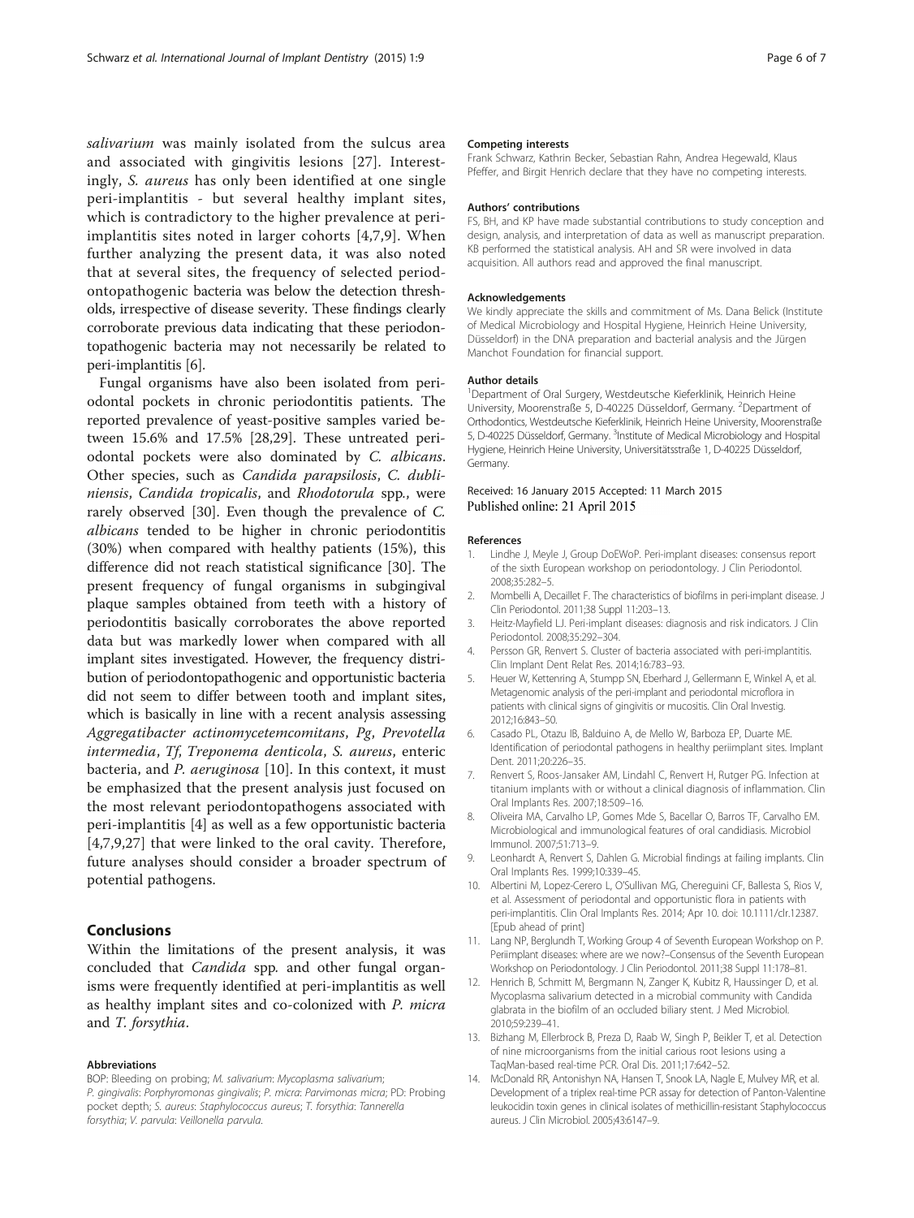*salivarium* was mainly isolated from the sulcus area and associated with gingivitis lesions [27]. Interestingly, *S. aureus* has only been identified at one single peri-implantitis - but several healthy implant sites, which is contradictory to the higher prevalence at peri-implantitis sites noted in larger cohorts [4,7,9]. When further analyzing the present data, it was also noted that at several sites, the frequency of selected periodontopathogenic bacteria was below the detection thresholds, irrespective of disease severity. These findings clearly corroborate previous data indicating that these periodontopathogenic bacteria may not necessarily be related to peri-implantitis [6].

Fungal organisms have also been isolated from periodontal pockets in chronic periodontitis patients. The reported prevalence of yeast-positive samples varied between 15.6% and 17.5% [28,29]. These untreated periodontal pockets were also dominated by *C. albicans*. Other species, such as *Candida parapsilosis*, *C. dubliniensis*, *Candida tropicalis*, and *Rhodotorula* spp., were rarely observed [30]. Even though the prevalence of *C. albicans* tended to be higher in chronic periodontitis (30%) when compared with healthy patients (15%), this difference did not reach statistical significance [30]. The present frequency of fungal organisms in subgingival plaque samples obtained from teeth with a history of periodontitis basically corroborates the above reported data but was markedly lower when compared with all implant sites investigated. However, the frequency distribution of periodontopathogenic and opportunistic bacteria did not seem to differ between tooth and implant sites, which is basically in line with a recent analysis assessing *Aggregatibacter actinomycetemcomitans*, *Pg*, *Prevotella intermedia*, *Tf*, *Treponema denticola*, *S. aureus*, enteric bacteria, and *P. aeruginosa* [10]. In this context, it must be emphasized that the present analysis just focused on the most relevant periodontopathogens associated with peri-implantitis [4] as well as a few opportunistic bacteria [4,7,9,27] that were linked to the oral cavity. Therefore, future analyses should consider a broader spectrum of potential pathogens.

## Conclusions

Within the limitations of the present analysis, it was concluded that *Candida* spp. and other fungal organisms were frequently identified at peri-implantitis as well as healthy implant sites and co-colonized with *P. micra* and *T. forsythia*.

#### Abbreviations

BOP: Bleeding on probing; *M. salivarium*: *Mycoplasma salivarium*; *P. gingivalis*: *Porphyromonas gingivalis*; *P. micra*: *Parvimonas micra*; PD: Probing pocket depth; *S. aureus*: *Staphylococcus aureus*; *T. forsythia*: *Tannerella forsythia*; *V. parvula*: *Veillonella parvula*.

#### Competing interests

Frank Schwarz, Kathrin Becker, Sebastian Rahn, Andrea Hegewald, Klaus Pfeffer, and Birgit Henrich declare that they have no competing interests.

#### Authors' contributions

FS, BH, and KP have made substantial contributions to study conception and design, analysis, and interpretation of data as well as manuscript preparation. KB performed the statistical analysis. AH and SR were involved in data acquisition. All authors read and approved the final manuscript.

#### Acknowledgements

We kindly appreciate the skills and commitment of Ms. Dana Belick (Institute of Medical Microbiology and Hospital Hygiene, Heinrich Heine University, Düsseldorf) in the DNA preparation and bacterial analysis and the Jürgen Manchot Foundation for financial support.

#### Author details

[1]Department of Oral Surgery, Westdeutsche Kieferklinik, Heinrich Heine University, Moorenstraße 5, D-40225 Düsseldorf, Germany. [2]Department of Orthodontics, Westdeutsche Kieferklinik, Heinrich Heine University, Moorenstraße 5, D-40225 Düsseldorf, Germany. [3]Institute of Medical Microbiology and Hospital Hygiene, Heinrich Heine University, Universitätsstraße 1, D-40225 Düsseldorf, Germany.

Received: 16 January 2015 Accepted: 11 March 2015
Published online: 21 April 2015

#### References

1. Lindhe J, Meyle J, Group DoEWoP. Peri-implant diseases: consensus report of the sixth European workshop on periodontology. J Clin Periodontol. 2008;35:282–5.
2. Mombelli A, Decaillet F. The characteristics of biofilms in peri-implant disease. J Clin Periodontol. 2011;38 Suppl 11:203–13.
3. Heitz-Mayfield LJ. Peri-implant diseases: diagnosis and risk indicators. J Clin Periodontol. 2008;35:292–304.
4. Persson GR, Renvert S. Cluster of bacteria associated with peri-implantitis. Clin Implant Dent Relat Res. 2014;16:783–93.
5. Heuer W, Kettenring A, Stumpp SN, Eberhard J, Gellermann E, Winkel A, et al. Metagenomic analysis of the peri-implant and periodontal microflora in patients with clinical signs of gingivitis or mucositis. Clin Oral Investig. 2012;16:843–50.
6. Casado PL, Otazu IB, Balduino A, de Mello W, Barboza EP, Duarte ME. Identification of periodontal pathogens in healthy periimplant sites. Implant Dent. 2011;20:226–35.
7. Renvert S, Roos-Jansaker AM, Lindahl C, Renvert H, Rutger PG. Infection at titanium implants with or without a clinical diagnosis of inflammation. Clin Oral Implants Res. 2007;18:509–16.
8. Oliveira MA, Carvalho LP, Gomes Mde S, Bacellar O, Barros TF, Carvalho EM. Microbiological and immunological features of oral candidiasis. Microbiol Immunol. 2007;51:713–9.
9. Leonhardt A, Renvert S, Dahlen G. Microbial findings at failing implants. Clin Oral Implants Res. 1999;10:339–45.
10. Albertini M, Lopez-Cerero L, O'Sullivan MG, Chereguini CF, Ballesta S, Rios V, et al. Assessment of periodontal and opportunistic flora in patients with peri-implantitis. Clin Oral Implants Res. 2014; Apr 10. doi: 10.1111/clr.12387. [Epub ahead of print]
11. Lang NP, Berglundh T, Working Group 4 of Seventh European Workshop on P. Periimplant diseases: where are we now?–Consensus of the Seventh European Workshop on Periodontology. J Clin Periodontol. 2011;38 Suppl 11:178–81.
12. Henrich B, Schmitt M, Bergmann N, Zanger K, Kubitz R, Haussinger D, et al. Mycoplasma salivarium detected in a microbial community with Candida glabrata in the biofilm of an occluded biliary stent. J Med Microbiol. 2010;59:239–41.
13. Bizhang M, Ellerbrock B, Preza D, Raab W, Singh P, Beikler T, et al. Detection of nine microorganisms from the initial carious root lesions using a TaqMan-based real-time PCR. Oral Dis. 2011;17:642–52.
14. McDonald RR, Antonishyn NA, Hansen T, Snook LA, Nagle E, Mulvey MR, et al. Development of a triplex real-time PCR assay for detection of Panton-Valentine leukocidin toxin genes in clinical isolates of methicillin-resistant Staphylococcus aureus. J Clin Microbiol. 2005;43:6147–9.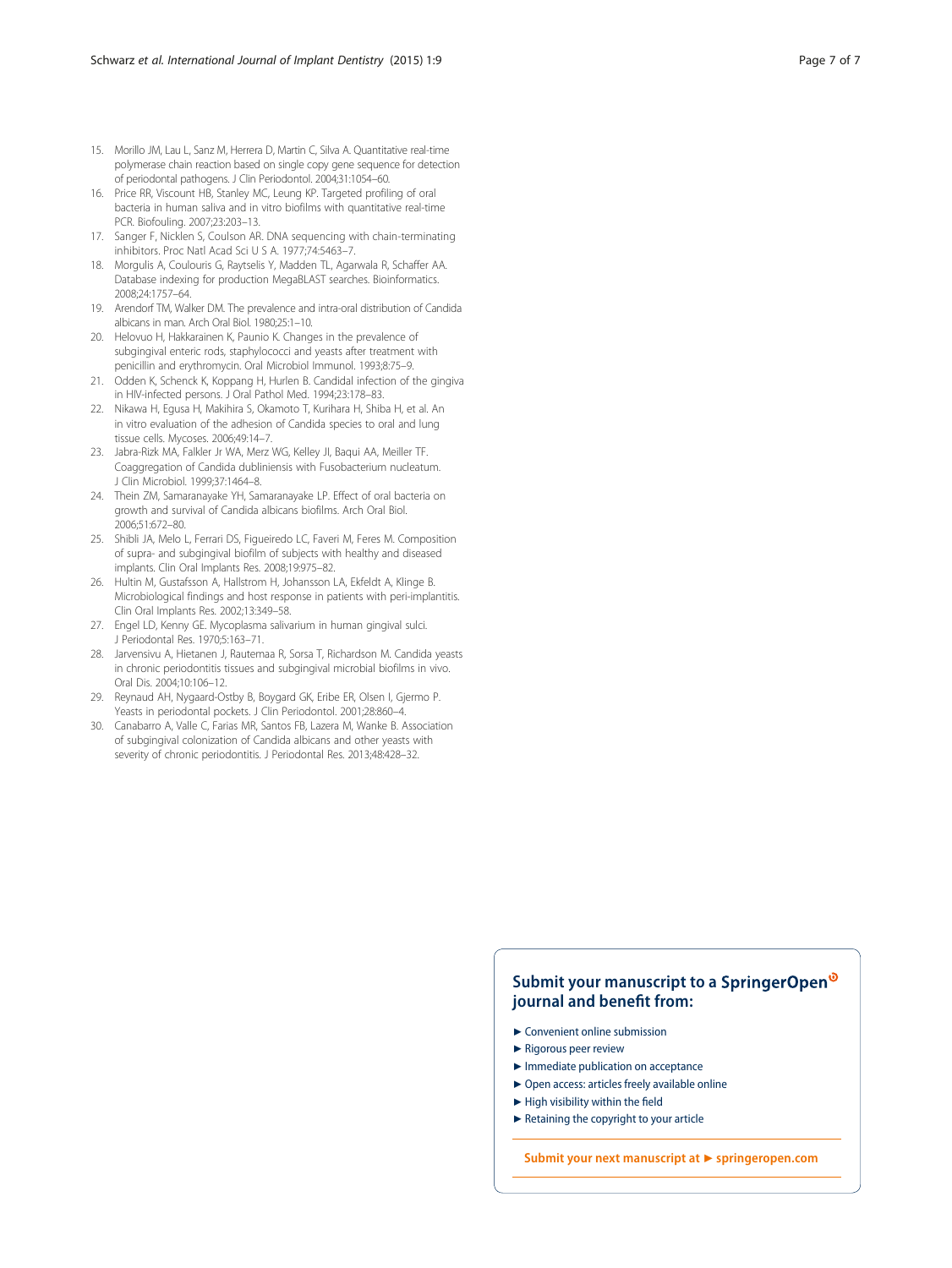15. Morillo JM, Lau L, Sanz M, Herrera D, Martin C, Silva A. Quantitative real-time polymerase chain reaction based on single copy gene sequence for detection of periodontal pathogens. J Clin Periodontol. 2004;31:1054–60.
16. Price RR, Viscount HB, Stanley MC, Leung KP. Targeted profiling of oral bacteria in human saliva and in vitro biofilms with quantitative real-time PCR. Biofouling. 2007;23:203–13.
17. Sanger F, Nicklen S, Coulson AR. DNA sequencing with chain-terminating inhibitors. Proc Natl Acad Sci U S A. 1977;74:5463–7.
18. Morgulis A, Coulouris G, Raytselis Y, Madden TL, Agarwala R, Schaffer AA. Database indexing for production MegaBLAST searches. Bioinformatics. 2008;24:1757–64.
19. Arendorf TM, Walker DM. The prevalence and intra-oral distribution of Candida albicans in man. Arch Oral Biol. 1980;25:1–10.
20. Helovuo H, Hakkarainen K, Paunio K. Changes in the prevalence of subgingival enteric rods, staphylococci and yeasts after treatment with penicillin and erythromycin. Oral Microbiol Immunol. 1993;8:75–9.
21. Odden K, Schenck K, Koppang H, Hurlen B. Candidal infection of the gingiva in HIV-infected persons. J Oral Pathol Med. 1994;23:178–83.
22. Nikawa H, Egusa H, Makihira S, Okamoto T, Kurihara H, Shiba H, et al. An in vitro evaluation of the adhesion of Candida species to oral and lung tissue cells. Mycoses. 2006;49:14–7.
23. Jabra-Rizk MA, Falkler Jr WA, Merz WG, Kelley JI, Baqui AA, Meiller TF. Coaggregation of Candida dubliniensis with Fusobacterium nucleatum. J Clin Microbiol. 1999;37:1464–8.
24. Thein ZM, Samaranayake YH, Samaranayake LP. Effect of oral bacteria on growth and survival of Candida albicans biofilms. Arch Oral Biol. 2006;51:672–80.
25. Shibli JA, Melo L, Ferrari DS, Figueiredo LC, Faveri M, Feres M. Composition of supra- and subgingival biofilm of subjects with healthy and diseased implants. Clin Oral Implants Res. 2008;19:975–82.
26. Hultin M, Gustafsson A, Hallstrom H, Johansson LA, Ekfeldt A, Klinge B. Microbiological findings and host response in patients with peri-implantitis. Clin Oral Implants Res. 2002;13:349–58.
27. Engel LD, Kenny GE. Mycoplasma salivarium in human gingival sulci. J Periodontal Res. 1970;5:163–71.
28. Jarvensivu A, Hietanen J, Rautemaa R, Sorsa T, Richardson M. Candida yeasts in chronic periodontitis tissues and subgingival microbial biofilms in vivo. Oral Dis. 2004;10:106–12.
29. Reynaud AH, Nygaard-Ostby B, Boygard GK, Eribe ER, Olsen I, Gjermo P. Yeasts in periodontal pockets. J Clin Periodontol. 2001;28:860–4.
30. Canabarro A, Valle C, Farias MR, Santos FB, Lazera M, Wanke B. Association of subgingival colonization of Candida albicans and other yeasts with severity of chronic periodontitis. J Periodontal Res. 2013;48:428–32.

**Submit your manuscript to a SpringerOpen journal and benefit from:**

- ► Convenient online submission
- ► Rigorous peer review
- ► Immediate publication on acceptance
- ► Open access: articles freely available online
- ► High visibility within the field
- ► Retaining the copyright to your article

**Submit your next manuscript at ► springeropen.com**